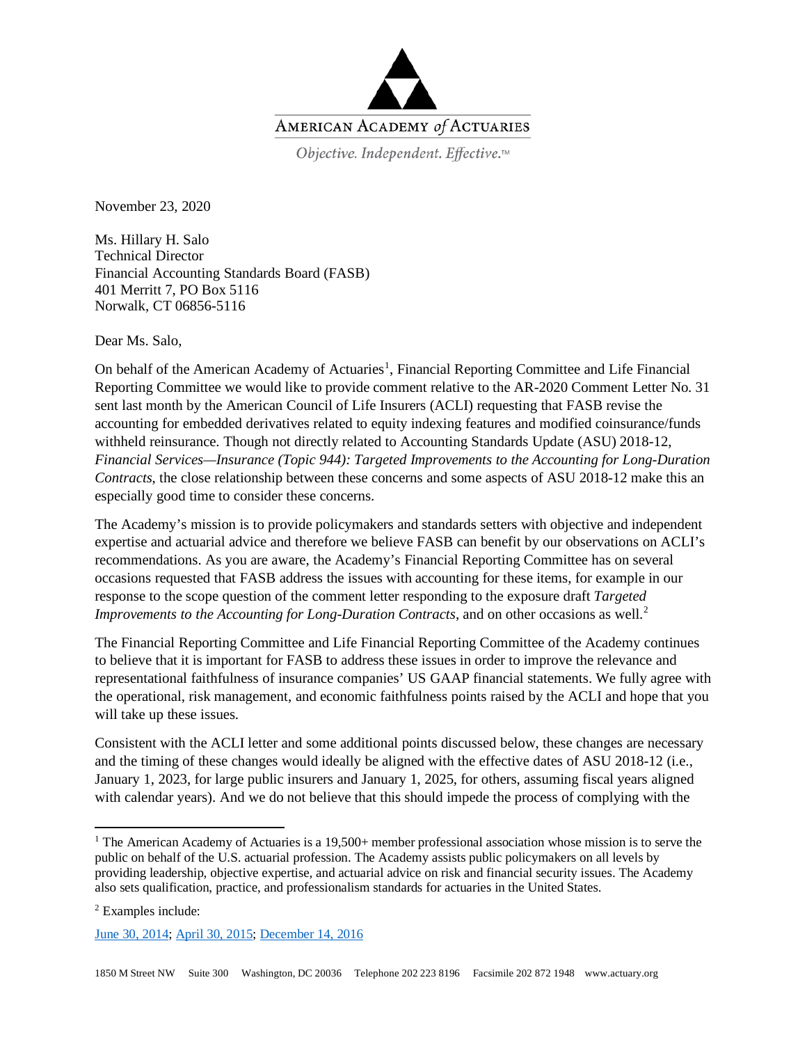AMERICAN ACADEMY *of* ACTUARIES

*Objective. Independent. Effective.*™

November 23, 2020

Ms. Hillary H. Salo
Technical Director
Financial Accounting Standards Board (FASB)
401 Merritt 7, PO Box 5116
Norwalk, CT 06856-5116

Dear Ms. Salo,

On behalf of the American Academy of Actuaries[1], Financial Reporting Committee and Life Financial Reporting Committee we would like to provide comment relative to the AR-2020 Comment Letter No. 31 sent last month by the American Council of Life Insurers (ACLI) requesting that FASB revise the accounting for embedded derivatives related to equity indexing features and modified coinsurance/funds withheld reinsurance. Though not directly related to Accounting Standards Update (ASU) 2018-12, *Financial Services—Insurance (Topic 944): Targeted Improvements to the Accounting for Long-Duration Contracts*, the close relationship between these concerns and some aspects of ASU 2018-12 make this an especially good time to consider these concerns.

The Academy's mission is to provide policymakers and standards setters with objective and independent expertise and actuarial advice and therefore we believe FASB can benefit by our observations on ACLI's recommendations. As you are aware, the Academy's Financial Reporting Committee has on several occasions requested that FASB address the issues with accounting for these items, for example in our response to the scope question of the comment letter responding to the exposure draft *Targeted Improvements to the Accounting for Long-Duration Contracts*, and on other occasions as well.[2]

The Financial Reporting Committee and Life Financial Reporting Committee of the Academy continues to believe that it is important for FASB to address these issues in order to improve the relevance and representational faithfulness of insurance companies' US GAAP financial statements. We fully agree with the operational, risk management, and economic faithfulness points raised by the ACLI and hope that you will take up these issues.

Consistent with the ACLI letter and some additional points discussed below, these changes are necessary and the timing of these changes would ideally be aligned with the effective dates of ASU 2018-12 (i.e., January 1, 2023, for large public insurers and January 1, 2025, for others, assuming fiscal years aligned with calendar years). And we do not believe that this should impede the process of complying with the

---

[1] The American Academy of Actuaries is a 19,500+ member professional association whose mission is to serve the public on behalf of the U.S. actuarial profession. The Academy assists public policymakers on all levels by providing leadership, objective expertise, and actuarial advice on risk and financial security issues. The Academy also sets qualification, practice, and professionalism standards for actuaries in the United States.

[2] Examples include:

June 30, 2014; April 30, 2015; December 14, 2016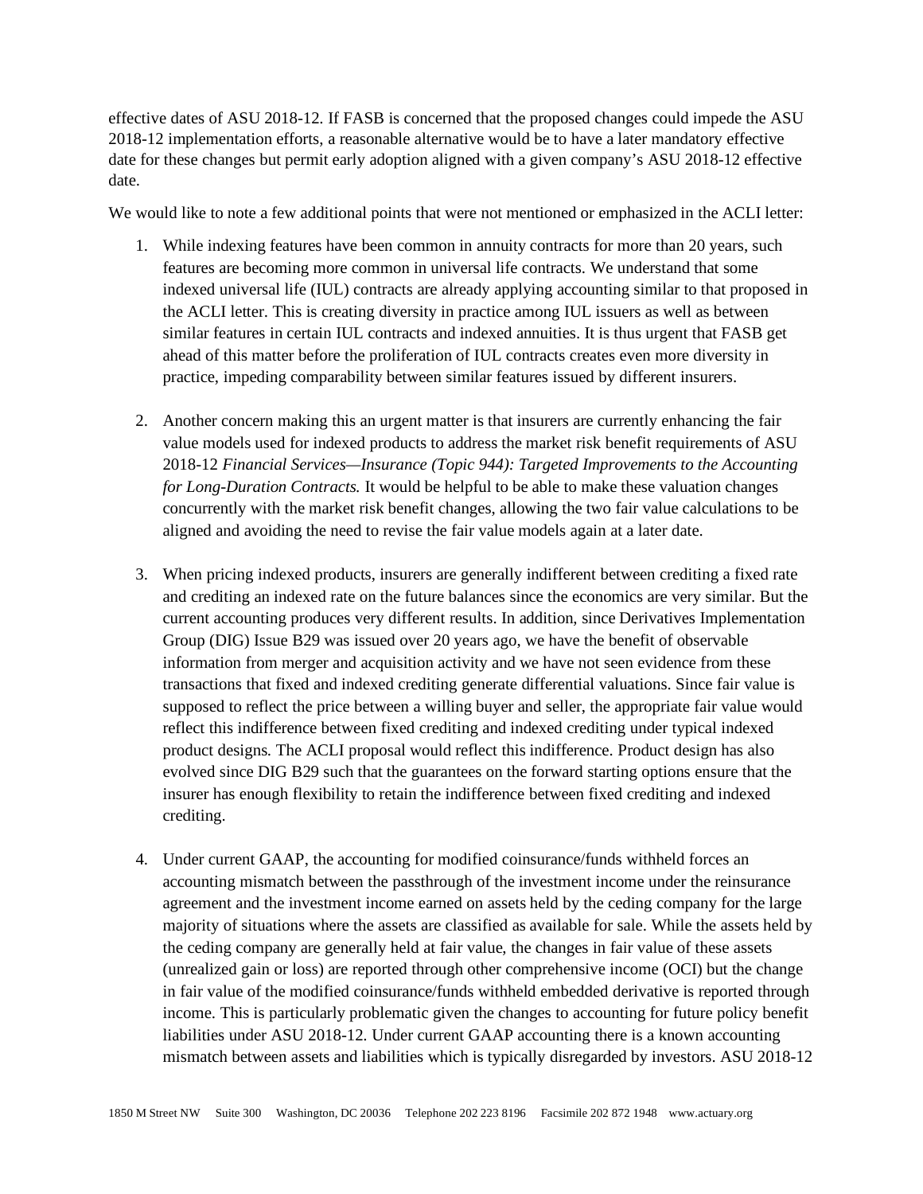effective dates of ASU 2018-12. If FASB is concerned that the proposed changes could impede the ASU 2018-12 implementation efforts, a reasonable alternative would be to have a later mandatory effective date for these changes but permit early adoption aligned with a given company's ASU 2018-12 effective date.

We would like to note a few additional points that were not mentioned or emphasized in the ACLI letter:

1. While indexing features have been common in annuity contracts for more than 20 years, such features are becoming more common in universal life contracts. We understand that some indexed universal life (IUL) contracts are already applying accounting similar to that proposed in the ACLI letter. This is creating diversity in practice among IUL issuers as well as between similar features in certain IUL contracts and indexed annuities. It is thus urgent that FASB get ahead of this matter before the proliferation of IUL contracts creates even more diversity in practice, impeding comparability between similar features issued by different insurers.

2. Another concern making this an urgent matter is that insurers are currently enhancing the fair value models used for indexed products to address the market risk benefit requirements of ASU 2018-12 *Financial Services—Insurance (Topic 944): Targeted Improvements to the Accounting for Long-Duration Contracts.* It would be helpful to be able to make these valuation changes concurrently with the market risk benefit changes, allowing the two fair value calculations to be aligned and avoiding the need to revise the fair value models again at a later date.

3. When pricing indexed products, insurers are generally indifferent between crediting a fixed rate and crediting an indexed rate on the future balances since the economics are very similar. But the current accounting produces very different results. In addition, since Derivatives Implementation Group (DIG) Issue B29 was issued over 20 years ago, we have the benefit of observable information from merger and acquisition activity and we have not seen evidence from these transactions that fixed and indexed crediting generate differential valuations. Since fair value is supposed to reflect the price between a willing buyer and seller, the appropriate fair value would reflect this indifference between fixed crediting and indexed crediting under typical indexed product designs. The ACLI proposal would reflect this indifference. Product design has also evolved since DIG B29 such that the guarantees on the forward starting options ensure that the insurer has enough flexibility to retain the indifference between fixed crediting and indexed crediting.

4. Under current GAAP, the accounting for modified coinsurance/funds withheld forces an accounting mismatch between the passthrough of the investment income under the reinsurance agreement and the investment income earned on assets held by the ceding company for the large majority of situations where the assets are classified as available for sale. While the assets held by the ceding company are generally held at fair value, the changes in fair value of these assets (unrealized gain or loss) are reported through other comprehensive income (OCI) but the change in fair value of the modified coinsurance/funds withheld embedded derivative is reported through income. This is particularly problematic given the changes to accounting for future policy benefit liabilities under ASU 2018-12. Under current GAAP accounting there is a known accounting mismatch between assets and liabilities which is typically disregarded by investors. ASU 2018-12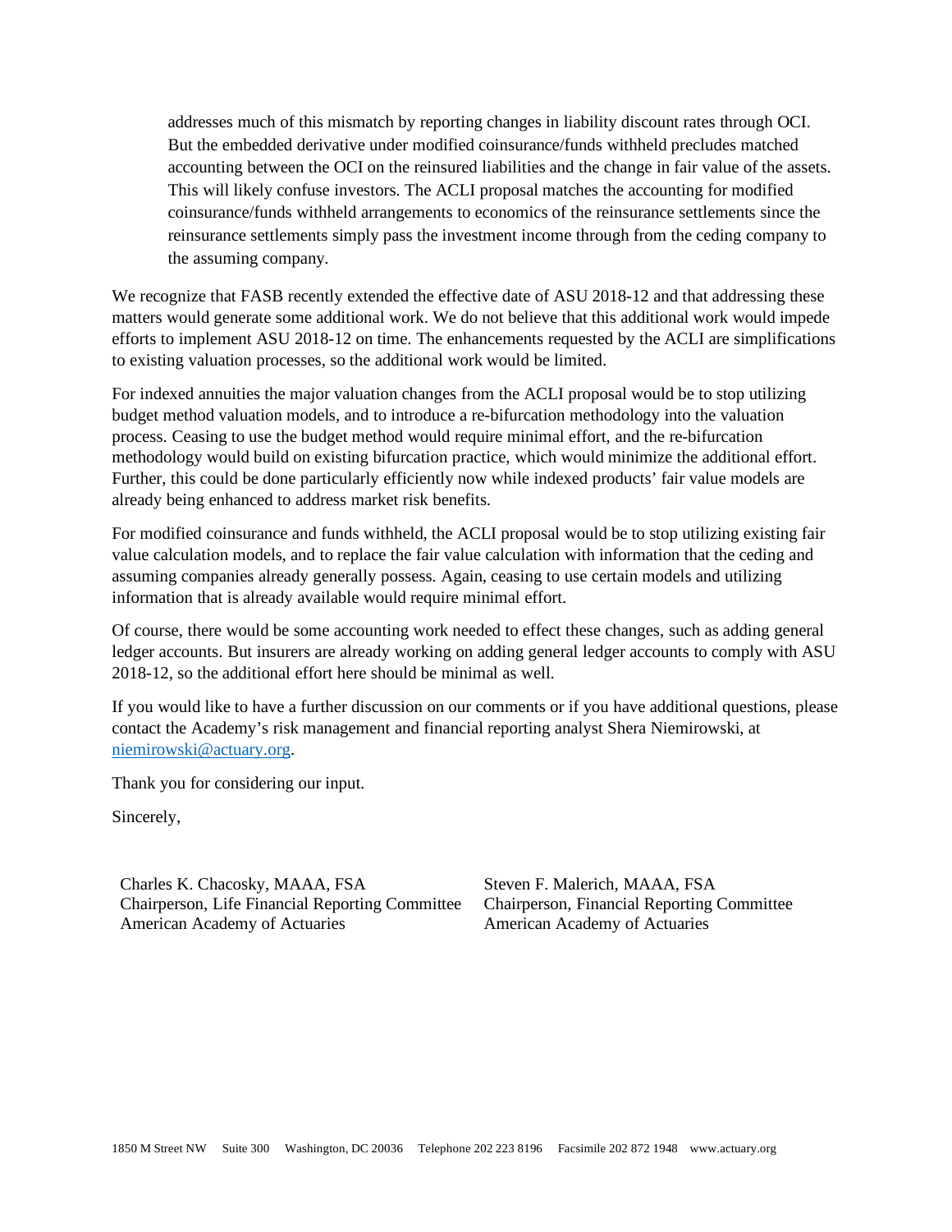addresses much of this mismatch by reporting changes in liability discount rates through OCI. But the embedded derivative under modified coinsurance/funds withheld precludes matched accounting between the OCI on the reinsured liabilities and the change in fair value of the assets. This will likely confuse investors. The ACLI proposal matches the accounting for modified coinsurance/funds withheld arrangements to economics of the reinsurance settlements since the reinsurance settlements simply pass the investment income through from the ceding company to the assuming company.

We recognize that FASB recently extended the effective date of ASU 2018-12 and that addressing these matters would generate some additional work. We do not believe that this additional work would impede efforts to implement ASU 2018-12 on time. The enhancements requested by the ACLI are simplifications to existing valuation processes, so the additional work would be limited.

For indexed annuities the major valuation changes from the ACLI proposal would be to stop utilizing budget method valuation models, and to introduce a re-bifurcation methodology into the valuation process. Ceasing to use the budget method would require minimal effort, and the re-bifurcation methodology would build on existing bifurcation practice, which would minimize the additional effort. Further, this could be done particularly efficiently now while indexed products' fair value models are already being enhanced to address market risk benefits.

For modified coinsurance and funds withheld, the ACLI proposal would be to stop utilizing existing fair value calculation models, and to replace the fair value calculation with information that the ceding and assuming companies already generally possess. Again, ceasing to use certain models and utilizing information that is already available would require minimal effort.

Of course, there would be some accounting work needed to effect these changes, such as adding general ledger accounts. But insurers are already working on adding general ledger accounts to comply with ASU 2018-12, so the additional effort here should be minimal as well.

If you would like to have a further discussion on our comments or if you have additional questions, please contact the Academy's risk management and financial reporting analyst Shera Niemirowski, at niemirowski@actuary.org.

Thank you for considering our input.

Sincerely,

Charles K. Chacosky, MAAA, FSA
Chairperson, Life Financial Reporting Committee
American Academy of Actuaries

Steven F. Malerich, MAAA, FSA
Chairperson, Financial Reporting Committee
American Academy of Actuaries